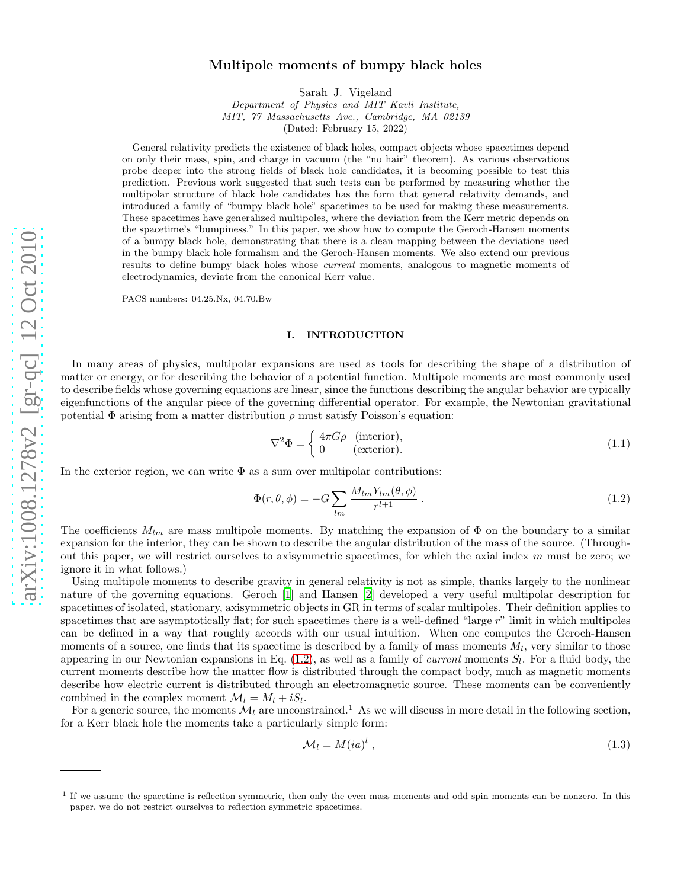# Multipole moments of bumpy black holes

Sarah J. Vigeland

*Department of Physics and MIT Kavli Institute,*
*MIT, 77 Massachusetts Ave., Cambridge, MA 02139*

(Dated: February 15, 2022)

General relativity predicts the existence of black holes, compact objects whose spacetimes depend on only their mass, spin, and charge in vacuum (the "no hair" theorem). As various observations probe deeper into the strong fields of black hole candidates, it is becoming possible to test this prediction. Previous work suggested that such tests can be performed by measuring whether the multipolar structure of black hole candidates has the form that general relativity demands, and introduced a family of "bumpy black hole" spacetimes to be used for making these measurements. These spacetimes have generalized multipoles, where the deviation from the Kerr metric depends on the spacetime's "bumpiness." In this paper, we show how to compute the Geroch-Hansen moments of a bumpy black hole, demonstrating that there is a clean mapping between the deviations used in the bumpy black hole formalism and the Geroch-Hansen moments. We also extend our previous results to define bumpy black holes whose *current* moments, analogous to magnetic moments of electrodynamics, deviate from the canonical Kerr value.

PACS numbers: 04.25.Nx, 04.70.Bw

## I. INTRODUCTION

In many areas of physics, multipolar expansions are used as tools for describing the shape of a distribution of matter or energy, or for describing the behavior of a potential function. Multipole moments are most commonly used to describe fields whose governing equations are linear, since the functions describing the angular behavior are typically eigenfunctions of the angular piece of the governing differential operator. For example, the Newtonian gravitational potential $\Phi$ arising from a matter distribution $\rho$ must satisfy Poisson's equation:

$$\nabla^2\Phi = \begin{cases} 4\pi G\rho & \text{(interior)}, \\ 0 & \text{(exterior)}. \end{cases} \tag{1.1}$$

In the exterior region, we can write $\Phi$ as a sum over multipolar contributions:

$$\Phi(r,\theta,\phi) = -G\sum_{lm}\frac{M_{lm}Y_{lm}(\theta,\phi)}{r^{l+1}}\ . \tag{1.2}$$

The coefficients $M_{lm}$ are mass multipole moments. By matching the expansion of $\Phi$ on the boundary to a similar expansion for the interior, they can be shown to describe the angular distribution of the mass of the source. (Throughout this paper, we will restrict ourselves to axisymmetric spacetimes, for which the axial index $m$ must be zero; we ignore it in what follows.)

Using multipole moments to describe gravity in general relativity is not as simple, thanks largely to the nonlinear nature of the governing equations. Geroch [1] and Hansen [2] developed a very useful multipolar description for spacetimes of isolated, stationary, axisymmetric objects in GR in terms of scalar multipoles. Their definition applies to spacetimes that are asymptotically flat; for such spacetimes there is a well-defined "large $r$" limit in which multipoles can be defined in a way that roughly accords with our usual intuition. When one computes the Geroch-Hansen moments of a source, one finds that its spacetime is described by a family of mass moments $M_l$, very similar to those appearing in our Newtonian expansions in Eq. (1.2), as well as a family of *current* moments $S_l$. For a fluid body, the current moments describe how the matter flow is distributed through the compact body, much as magnetic moments describe how electric current is distributed through an electromagnetic source. These moments can be conveniently combined in the complex moment $\mathcal{M}_l = M_l + iS_l$.

For a generic source, the moments $\mathcal{M}_l$ are unconstrained.[1] As we will discuss in more detail in the following section, for a Kerr black hole the moments take a particularly simple form:

$$\mathcal{M}_l = M(ia)^l\ , \tag{1.3}$$

[1] If we assume the spacetime is reflection symmetric, then only the even mass moments and odd spin moments can be nonzero. In this paper, we do not restrict ourselves to reflection symmetric spacetimes.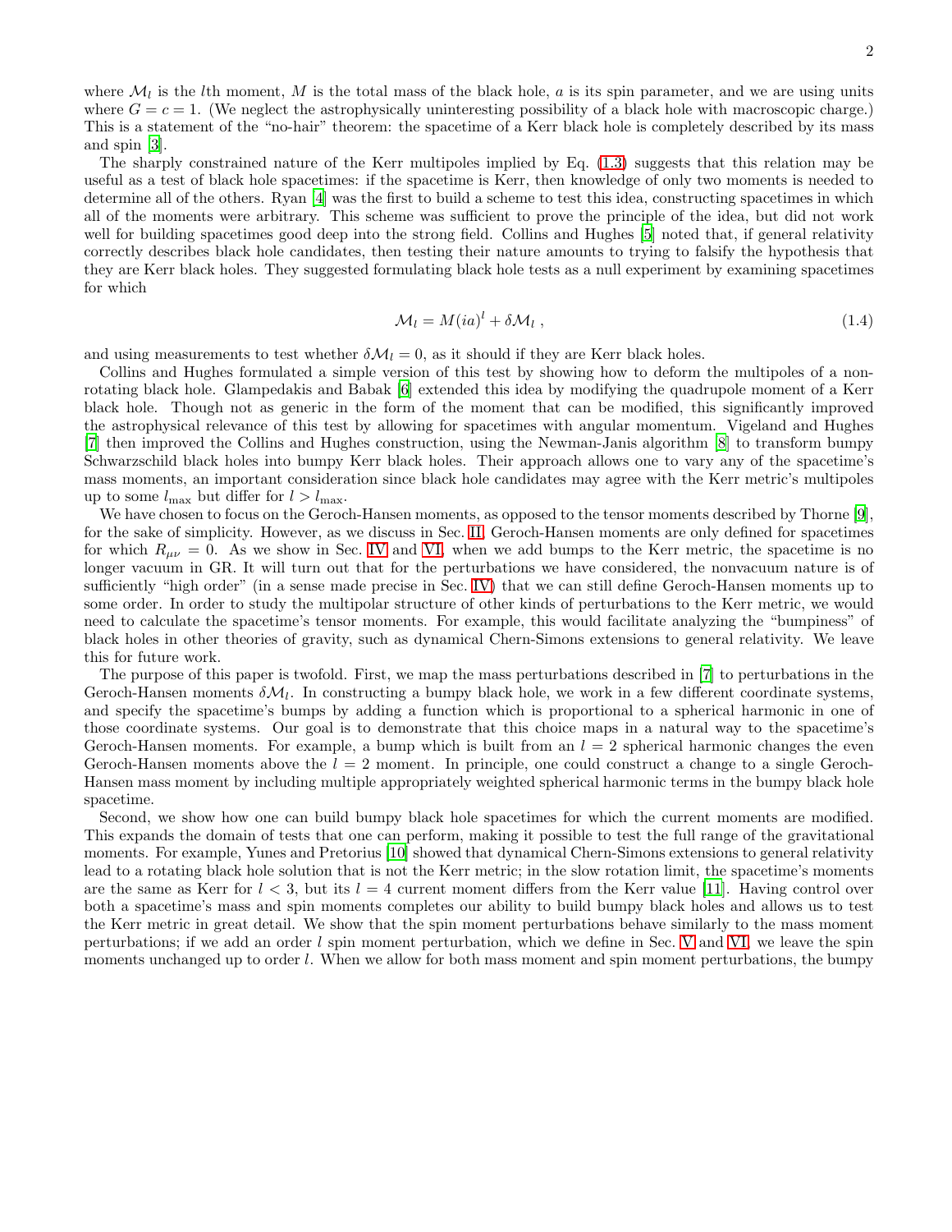where $\mathcal{M}_l$ is the $l$th moment, $M$ is the total mass of the black hole, $a$ is its spin parameter, and we are using units where $G = c = 1$. (We neglect the astrophysically uninteresting possibility of a black hole with macroscopic charge.) This is a statement of the "no-hair" theorem: the spacetime of a Kerr black hole is completely described by its mass and spin [3].

The sharply constrained nature of the Kerr multipoles implied by Eq. (1.3) suggests that this relation may be useful as a test of black hole spacetimes: if the spacetime is Kerr, then knowledge of only two moments is needed to determine all of the others. Ryan [4] was the first to build a scheme to test this idea, constructing spacetimes in which all of the moments were arbitrary. This scheme was sufficient to prove the principle of the idea, but did not work well for building spacetimes good deep into the strong field. Collins and Hughes [5] noted that, if general relativity correctly describes black hole candidates, then testing their nature amounts to trying to falsify the hypothesis that they are Kerr black holes. They suggested formulating black hole tests as a null experiment by examining spacetimes for which

$$\mathcal{M}_l = M(ia)^l + \delta\mathcal{M}_l \; , \tag{1.4}$$

and using measurements to test whether $\delta\mathcal{M}_l = 0$, as it should if they are Kerr black holes.

Collins and Hughes formulated a simple version of this test by showing how to deform the multipoles of a non-rotating black hole. Glampedakis and Babak [6] extended this idea by modifying the quadrupole moment of a Kerr black hole. Though not as generic in the form of the moment that can be modified, this significantly improved the astrophysical relevance of this test by allowing for spacetimes with angular momentum. Vigeland and Hughes [7] then improved the Collins and Hughes construction, using the Newman-Janis algorithm [8] to transform bumpy Schwarzschild black holes into bumpy Kerr black holes. Their approach allows one to vary any of the spacetime's mass moments, an important consideration since black hole candidates may agree with the Kerr metric's multipoles up to some $l_{\max}$ but differ for $l > l_{\max}$.

We have chosen to focus on the Geroch-Hansen moments, as opposed to the tensor moments described by Thorne [9], for the sake of simplicity. However, as we discuss in Sec. II, Geroch-Hansen moments are only defined for spacetimes for which $R_{\mu\nu} = 0$. As we show in Sec. IV and VI, when we add bumps to the Kerr metric, the spacetime is no longer vacuum in GR. It will turn out that for the perturbations we have considered, the nonvacuum nature is of sufficiently "high order" (in a sense made precise in Sec. IV) that we can still define Geroch-Hansen moments up to some order. In order to study the multipolar structure of other kinds of perturbations to the Kerr metric, we would need to calculate the spacetime's tensor moments. For example, this would facilitate analyzing the "bumpiness" of black holes in other theories of gravity, such as dynamical Chern-Simons extensions to general relativity. We leave this for future work.

The purpose of this paper is twofold. First, we map the mass perturbations described in [7] to perturbations in the Geroch-Hansen moments $\delta\mathcal{M}_l$. In constructing a bumpy black hole, we work in a few different coordinate systems, and specify the spacetime's bumps by adding a function which is proportional to a spherical harmonic in one of those coordinate systems. Our goal is to demonstrate that this choice maps in a natural way to the spacetime's Geroch-Hansen moments. For example, a bump which is built from an $l = 2$ spherical harmonic changes the even Geroch-Hansen moments above the $l = 2$ moment. In principle, one could construct a change to a single Geroch-Hansen mass moment by including multiple appropriately weighted spherical harmonic terms in the bumpy black hole spacetime.

Second, we show how one can build bumpy black hole spacetimes for which the current moments are modified. This expands the domain of tests that one can perform, making it possible to test the full range of the gravitational moments. For example, Yunes and Pretorius [10] showed that dynamical Chern-Simons extensions to general relativity lead to a rotating black hole solution that is not the Kerr metric; in the slow rotation limit, the spacetime's moments are the same as Kerr for $l < 3$, but its $l = 4$ current moment differs from the Kerr value [11]. Having control over both a spacetime's mass and spin moments completes our ability to build bumpy black holes and allows us to test the Kerr metric in great detail. We show that the spin moment perturbations behave similarly to the mass moment perturbations; if we add an order $l$ spin moment perturbation, which we define in Sec. V and VI, we leave the spin moments unchanged up to order $l$. When we allow for both mass moment and spin moment perturbations, the bumpy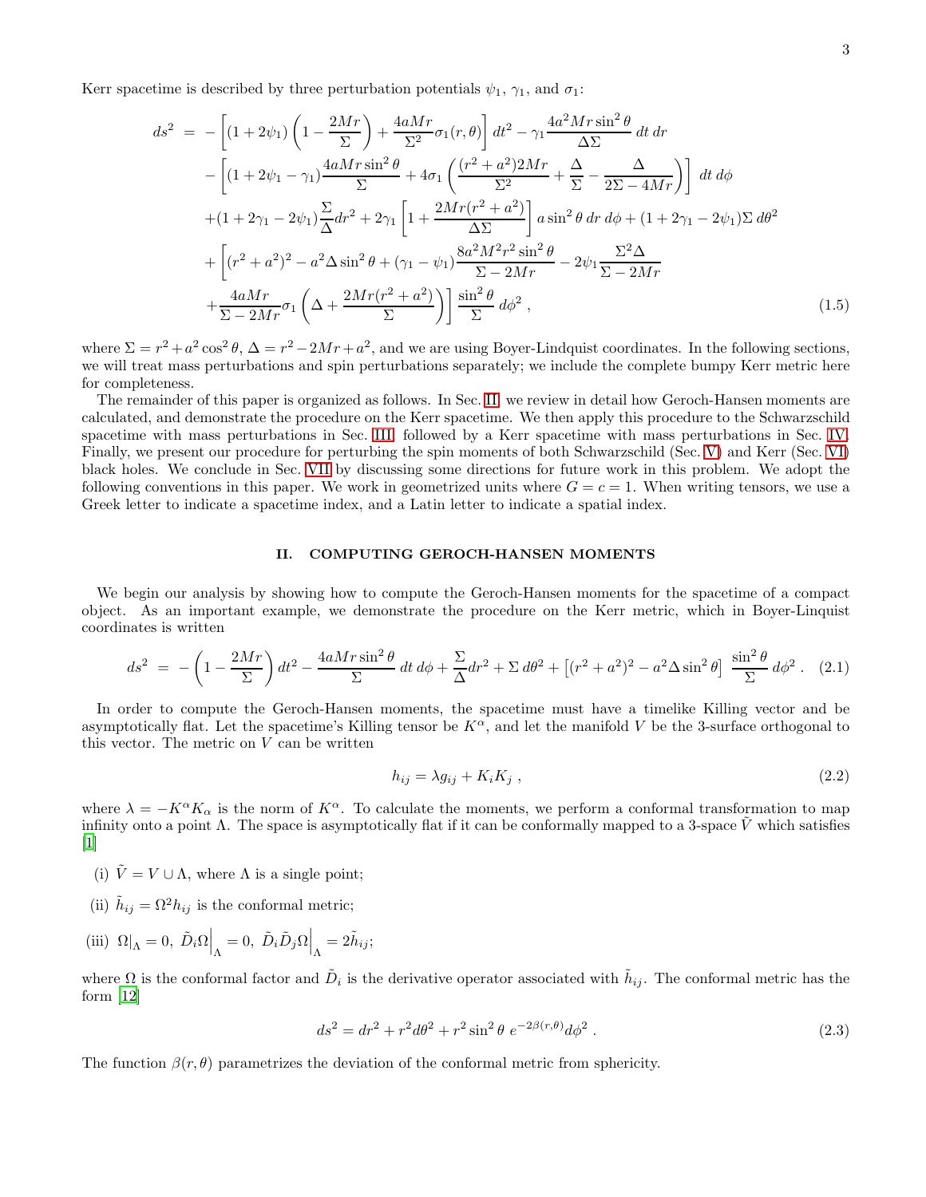Kerr spacetime is described by three perturbation potentials $\psi_1$, $\gamma_1$, and $\sigma_1$:

$$
\begin{aligned}
ds^2 \;=\; & -\left[(1+2\psi_1)\left(1-\frac{2Mr}{\Sigma}\right)+\frac{4aMr}{\Sigma^2}\sigma_1(r,\theta)\right]dt^2-\gamma_1\frac{4a^2Mr\sin^2\theta}{\Delta\Sigma}\,dt\,dr \\
& -\left[(1+2\psi_1-\gamma_1)\frac{4aMr\sin^2\theta}{\Sigma}+4\sigma_1\left(\frac{(r^2+a^2)2Mr}{\Sigma^2}+\frac{\Delta}{\Sigma}-\frac{\Delta}{2\Sigma-4Mr}\right)\right]\,dt\,d\phi \\
& +(1+2\gamma_1-2\psi_1)\frac{\Sigma}{\Delta}dr^2+2\gamma_1\left[1+\frac{2Mr(r^2+a^2)}{\Delta\Sigma}\right]a\sin^2\theta\,dr\,d\phi+(1+2\gamma_1-2\psi_1)\Sigma\,d\theta^2 \\
& +\left[(r^2+a^2)^2-a^2\Delta\sin^2\theta+(\gamma_1-\psi_1)\frac{8a^2M^2r^2\sin^2\theta}{\Sigma-2Mr}-2\psi_1\frac{\Sigma^2\Delta}{\Sigma-2Mr}\right. \\
& \left.+\frac{4aMr}{\Sigma-2Mr}\sigma_1\left(\Delta+\frac{2Mr(r^2+a^2)}{\Sigma}\right)\right]\frac{\sin^2\theta}{\Sigma}\,d\phi^2\,, \qquad (1.5)
\end{aligned}
$$

where $\Sigma = r^2 + a^2\cos^2\theta$, $\Delta = r^2 - 2Mr + a^2$, and we are using Boyer-Lindquist coordinates. In the following sections, we will treat mass perturbations and spin perturbations separately; we include the complete bumpy Kerr metric here for completeness.

The remainder of this paper is organized as follows. In Sec. II, we review in detail how Geroch-Hansen moments are calculated, and demonstrate the procedure on the Kerr spacetime. We then apply this procedure to the Schwarzschild spacetime with mass perturbations in Sec. III, followed by a Kerr spacetime with mass perturbations in Sec. IV. Finally, we present our procedure for perturbing the spin moments of both Schwarzschild (Sec. V) and Kerr (Sec. VI) black holes. We conclude in Sec. VII by discussing some directions for future work in this problem. We adopt the following conventions in this paper. We work in geometrized units where $G = c = 1$. When writing tensors, we use a Greek letter to indicate a spacetime index, and a Latin letter to indicate a spatial index.

## II. COMPUTING GEROCH-HANSEN MOMENTS

We begin our analysis by showing how to compute the Geroch-Hansen moments for the spacetime of a compact object. As an important example, we demonstrate the procedure on the Kerr metric, which in Boyer-Linquist coordinates is written

$$
ds^2 \;=\; -\left(1-\frac{2Mr}{\Sigma}\right)dt^2-\frac{4aMr\sin^2\theta}{\Sigma}\,dt\,d\phi+\frac{\Sigma}{\Delta}dr^2+\Sigma\,d\theta^2+\left[(r^2+a^2)^2-a^2\Delta\sin^2\theta\right]\frac{\sin^2\theta}{\Sigma}\,d\phi^2\,. \quad (2.1)
$$

In order to compute the Geroch-Hansen moments, the spacetime must have a timelike Killing vector and be asymptotically flat. Let the spacetime's Killing tensor be $K^\alpha$, and let the manifold $V$ be the 3-surface orthogonal to this vector. The metric on $V$ can be written

$$
h_{ij} = \lambda g_{ij} + K_i K_j\,, \quad (2.2)
$$

where $\lambda = -K^\alpha K_\alpha$ is the norm of $K^\alpha$. To calculate the moments, we perform a conformal transformation to map infinity onto a point $\Lambda$. The space is asymptotically flat if it can be conformally mapped to a 3-space $\tilde{V}$ which satisfies [1]

(i) $\tilde{V} = V \cup \Lambda$, where $\Lambda$ is a single point;

(ii) $\tilde{h}_{ij} = \Omega^2 h_{ij}$ is the conformal metric;

(iii) $\Omega|_\Lambda = 0,\ \tilde{D}_i\Omega\Big|_\Lambda = 0,\ \tilde{D}_i\tilde{D}_j\Omega\Big|_\Lambda = 2\tilde{h}_{ij}$;

where $\Omega$ is the conformal factor and $\tilde{D}_i$ is the derivative operator associated with $\tilde{h}_{ij}$. The conformal metric has the form [12]

$$
ds^2 = dr^2 + r^2 d\theta^2 + r^2\sin^2\theta\; e^{-2\beta(r,\theta)}d\phi^2\,. \quad (2.3)
$$

The function $\beta(r,\theta)$ parametrizes the deviation of the conformal metric from sphericity.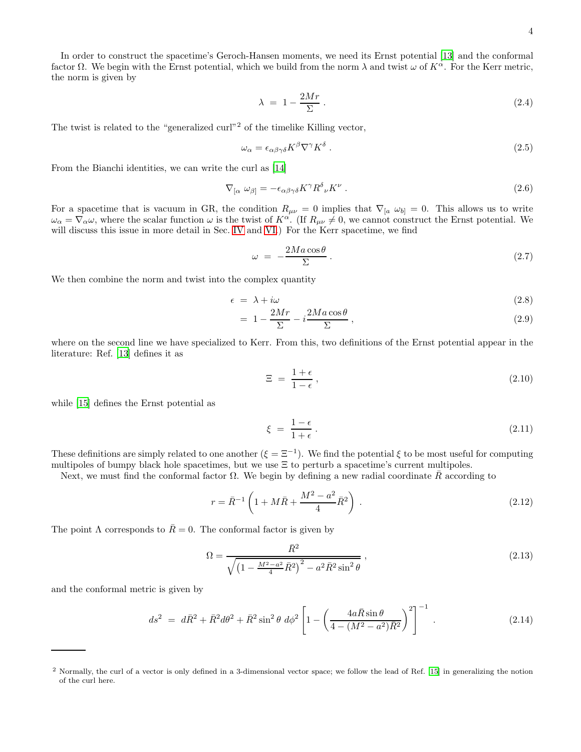In order to construct the spacetime's Geroch-Hansen moments, we need its Ernst potential [13] and the conformal factor $\Omega$. We begin with the Ernst potential, which we build from the norm $\lambda$ and twist $\omega$ of $K^\alpha$. For the Kerr metric, the norm is given by

$$\lambda \;=\; 1 - \frac{2Mr}{\Sigma}\,. \tag{2.4}$$

The twist is related to the "generalized curl"[2] of the timelike Killing vector,

$$\omega_\alpha = \epsilon_{\alpha\beta\gamma\delta}K^\beta \nabla^\gamma K^\delta\,. \tag{2.5}$$

From the Bianchi identities, we can write the curl as [14]

$$\nabla_{[\alpha}\;\omega_{\beta]} = -\epsilon_{\alpha\beta\gamma\delta}K^\gamma R^\delta{}_\nu K^\nu\,. \tag{2.6}$$

For a spacetime that is vacuum in GR, the condition $R_{\mu\nu} = 0$ implies that $\nabla_{[a}\;\omega_{b]} = 0$. This allows us to write $\omega_\alpha = \nabla_\alpha \omega$, where the scalar function $\omega$ is the twist of $K^\alpha$. (If $R_{\mu\nu} \neq 0$, we cannot construct the Ernst potential. We will discuss this issue in more detail in Sec. IV and VI.) For the Kerr spacetime, we find

$$\omega \;=\; -\frac{2Ma\cos\theta}{\Sigma}\,. \tag{2.7}$$

We then combine the norm and twist into the complex quantity

$$\epsilon \;=\; \lambda + i\omega \tag{2.8}$$

$$\;=\; 1 - \frac{2Mr}{\Sigma} - i\frac{2Ma\cos\theta}{\Sigma}\,, \tag{2.9}$$

where on the second line we have specialized to Kerr. From this, two definitions of the Ernst potential appear in the literature: Ref. [13] defines it as

$$\Xi \;=\; \frac{1+\epsilon}{1-\epsilon}\,, \tag{2.10}$$

while [15] defines the Ernst potential as

$$\xi \;=\; \frac{1-\epsilon}{1+\epsilon}\,. \tag{2.11}$$

These definitions are simply related to one another ($\xi = \Xi^{-1}$). We find the potential $\xi$ to be most useful for computing multipoles of bumpy black hole spacetimes, but we use $\Xi$ to perturb a spacetime's current multipoles.

Next, we must find the conformal factor $\Omega$. We begin by defining a new radial coordinate $\bar{R}$ according to

$$r = \bar{R}^{-1}\left(1 + M\bar{R} + \frac{M^2-a^2}{4}\bar{R}^2\right)\,. \tag{2.12}$$

The point $\Lambda$ corresponds to $\bar{R} = 0$. The conformal factor is given by

$$\Omega = \frac{\bar{R}^2}{\sqrt{\left(1 - \frac{M^2-a^2}{4}\bar{R}^2\right)^2 - a^2\bar{R}^2\sin^2\theta}}\,, \tag{2.13}$$

and the conformal metric is given by

$$ds^2 \;=\; d\bar{R}^2 + \bar{R}^2 d\theta^2 + \bar{R}^2\sin^2\theta\; d\phi^2\left[1 - \left(\frac{4a\bar{R}\sin\theta}{4-(M^2-a^2)\bar{R}^2}\right)^2\right]^{-1}\,. \tag{2.14}$$

---

[2] Normally, the curl of a vector is only defined in a 3-dimensional vector space; we follow the lead of Ref. [15] in generalizing the notion of the curl here.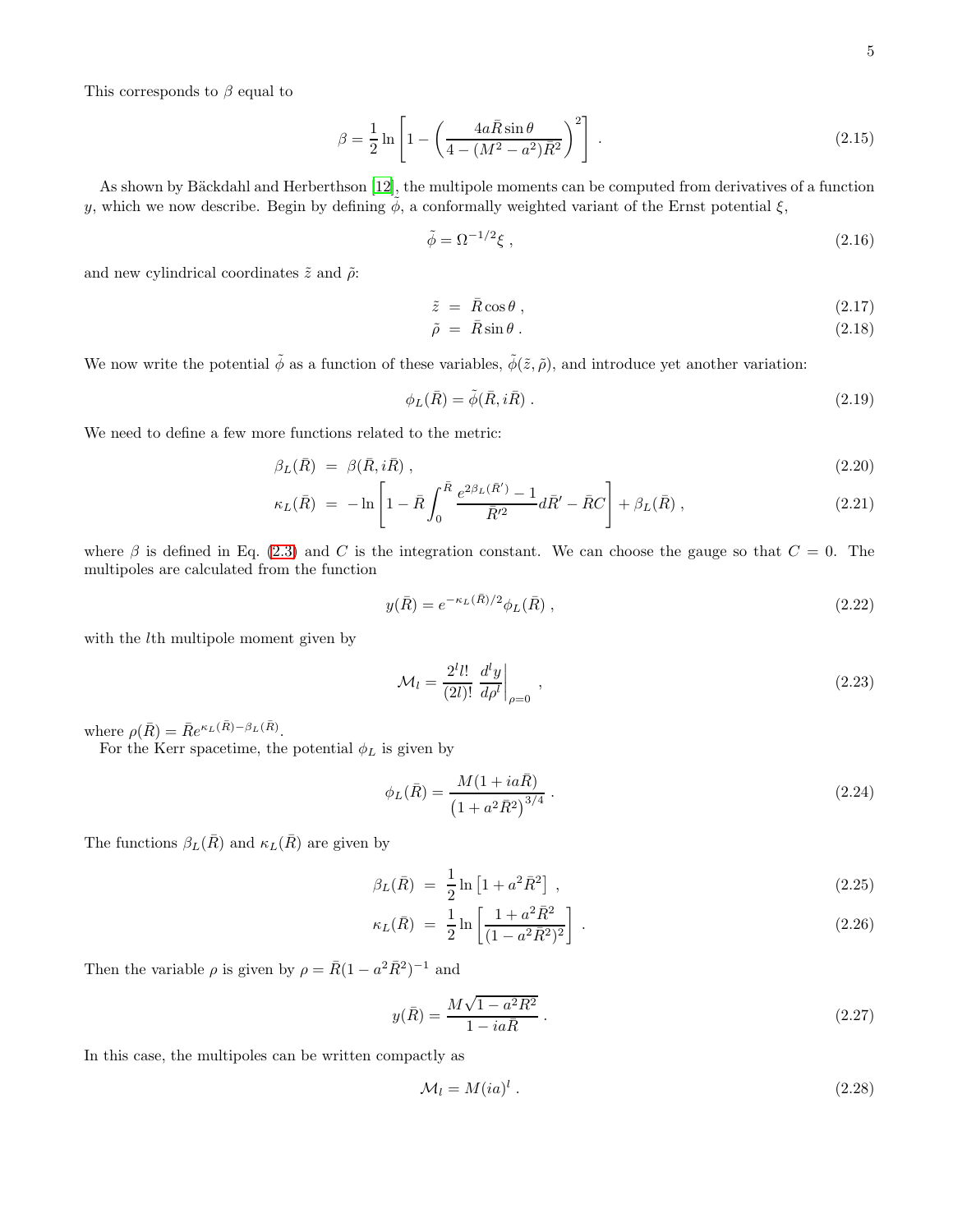This corresponds to $\beta$ equal to

$$
\beta = \frac{1}{2}\ln\left[1 - \left(\frac{4a\bar{R}\sin\theta}{4-(M^2-a^2)\bar{R}^2}\right)^2\right] . \tag{2.15}
$$

As shown by Bäckdahl and Herberthson [12], the multipole moments can be computed from derivatives of a function $y$, which we now describe. Begin by defining $\tilde{\phi}$, a conformally weighted variant of the Ernst potential $\xi$,

$$
\tilde{\phi} = \Omega^{-1/2}\xi , \tag{2.16}
$$

and new cylindrical coordinates $\tilde{z}$ and $\tilde{\rho}$:

$$
\tilde{z} = \bar{R}\cos\theta , \tag{2.17}
$$

$$
\tilde{\rho} = \bar{R}\sin\theta . \tag{2.18}
$$

We now write the potential $\tilde{\phi}$ as a function of these variables, $\tilde{\phi}(\tilde{z},\tilde{\rho})$, and introduce yet another variation:

$$
\phi_L(\bar{R}) = \tilde{\phi}(\bar{R}, i\bar{R}) . \tag{2.19}
$$

We need to define a few more functions related to the metric:

$$
\beta_L(\bar{R}) = \beta(\bar{R}, i\bar{R}) , \tag{2.20}
$$

$$
\kappa_L(\bar{R}) = -\ln\left[1 - \bar{R}\int_0^{\bar{R}} \frac{e^{2\beta_L(\bar{R}')}-1}{\bar{R}'^2}d\bar{R}' - \bar{R}C\right] + \beta_L(\bar{R}) , \tag{2.21}
$$

where $\beta$ is defined in Eq. (2.3) and $C$ is the integration constant. We can choose the gauge so that $C = 0$. The multipoles are calculated from the function

$$
y(\bar{R}) = e^{-\kappa_L(\bar{R})/2}\phi_L(\bar{R}) , \tag{2.22}
$$

with the $l$th multipole moment given by

$$
\mathcal{M}_l = \frac{2^l l!}{(2l)!}\left.\frac{d^l y}{d\rho^l}\right|_{\rho=0} , \tag{2.23}
$$

where $\rho(\bar{R}) = \bar{R}e^{\kappa_L(\bar{R})-\beta_L(\bar{R})}$.

For the Kerr spacetime, the potential $\phi_L$ is given by

$$
\phi_L(\bar{R}) = \frac{M(1+ia\bar{R})}{\left(1+a^2\bar{R}^2\right)^{3/4}} . \tag{2.24}
$$

The functions $\beta_L(\bar{R})$ and $\kappa_L(\bar{R})$ are given by

$$
\beta_L(\bar{R}) = \frac{1}{2}\ln\left[1+a^2\bar{R}^2\right] , \tag{2.25}
$$

$$
\kappa_L(\bar{R}) = \frac{1}{2}\ln\left[\frac{1+a^2\bar{R}^2}{(1-a^2\bar{R}^2)^2}\right] . \tag{2.26}
$$

Then the variable $\rho$ is given by $\rho = \bar{R}(1-a^2\bar{R}^2)^{-1}$ and

$$
y(\bar{R}) = \frac{M\sqrt{1-a^2R^2}}{1-ia\bar{R}} . \tag{2.27}
$$

In this case, the multipoles can be written compactly as

$$
\mathcal{M}_l = M(ia)^l . \tag{2.28}
$$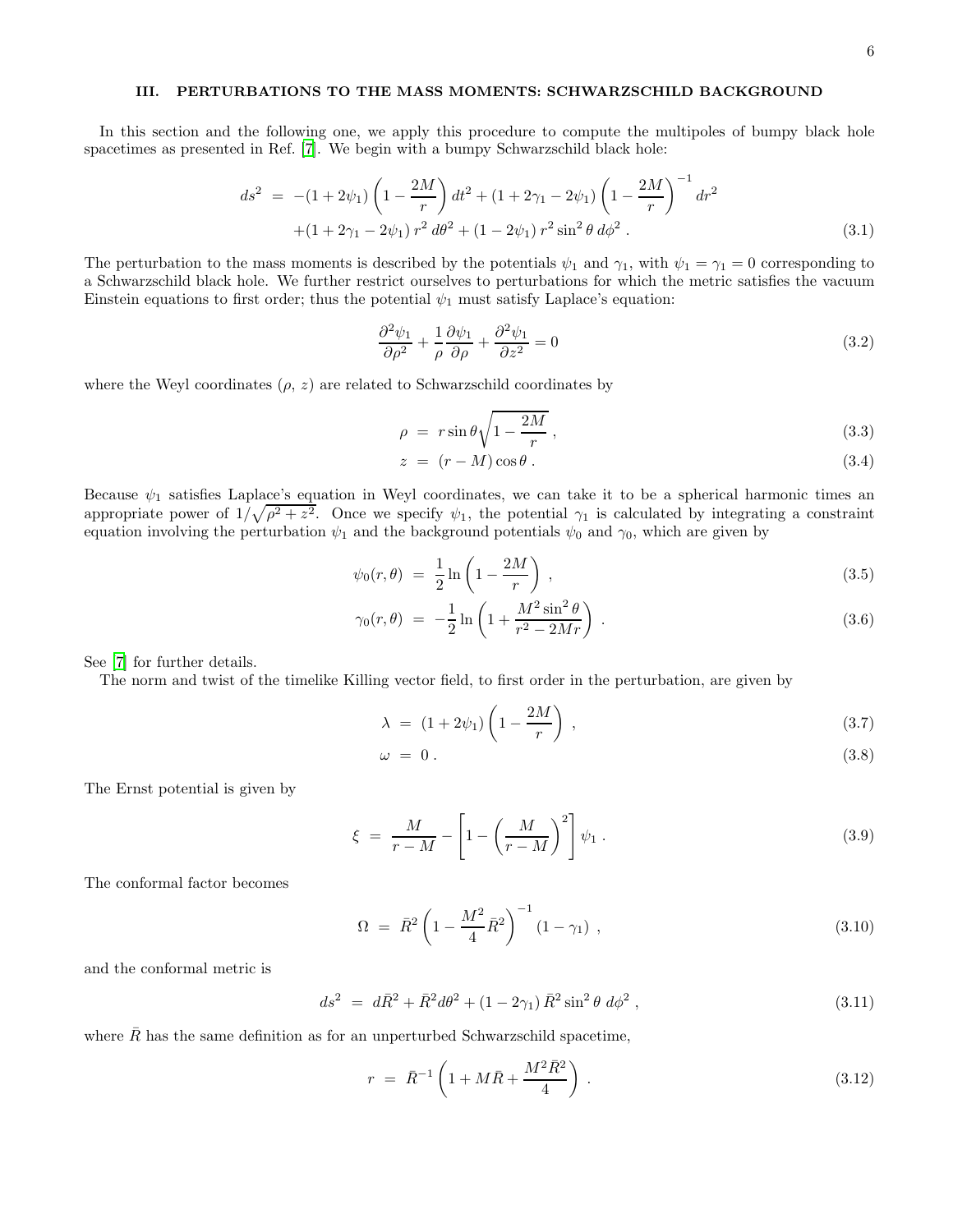## III. PERTURBATIONS TO THE MASS MOMENTS: SCHWARZSCHILD BACKGROUND

In this section and the following one, we apply this procedure to compute the multipoles of bumpy black hole spacetimes as presented in Ref. [7]. We begin with a bumpy Schwarzschild black hole:

$$
\begin{aligned}
ds^2 \;&=\; -(1+2\psi_1)\left(1-\frac{2M}{r}\right)dt^2 + (1+2\gamma_1-2\psi_1)\left(1-\frac{2M}{r}\right)^{-1}dr^2 \\
&\quad + (1+2\gamma_1-2\psi_1)\,r^2\,d\theta^2 + (1-2\psi_1)\,r^2\sin^2\theta\,d\phi^2\;. 
\end{aligned} \tag{3.1}
$$

The perturbation to the mass moments is described by the potentials $\psi_1$ and $\gamma_1$, with $\psi_1 = \gamma_1 = 0$ corresponding to a Schwarzschild black hole. We further restrict ourselves to perturbations for which the metric satisfies the vacuum Einstein equations to first order; thus the potential $\psi_1$ must satisfy Laplace's equation:

$$
\frac{\partial^2\psi_1}{\partial\rho^2} + \frac{1}{\rho}\frac{\partial\psi_1}{\partial\rho} + \frac{\partial^2\psi_1}{\partial z^2} = 0 \tag{3.2}
$$

where the Weyl coordinates $(\rho,\, z)$ are related to Schwarzschild coordinates by

$$
\rho \;=\; r\sin\theta\sqrt{1-\frac{2M}{r}}\;, \tag{3.3}
$$

$$
z \;=\; (r-M)\cos\theta\;. \tag{3.4}
$$

Because $\psi_1$ satisfies Laplace's equation in Weyl coordinates, we can take it to be a spherical harmonic times an appropriate power of $1/\sqrt{\rho^2+z^2}$. Once we specify $\psi_1$, the potential $\gamma_1$ is calculated by integrating a constraint equation involving the perturbation $\psi_1$ and the background potentials $\psi_0$ and $\gamma_0$, which are given by

$$
\psi_0(r,\theta) \;=\; \frac{1}{2}\ln\left(1-\frac{2M}{r}\right)\;, \tag{3.5}
$$

$$
\gamma_0(r,\theta) \;=\; -\frac{1}{2}\ln\left(1+\frac{M^2\sin^2\theta}{r^2-2Mr}\right)\;. \tag{3.6}
$$

See [7] for further details.

The norm and twist of the timelike Killing vector field, to first order in the perturbation, are given by

$$
\lambda \;=\; (1+2\psi_1)\left(1-\frac{2M}{r}\right)\;, \tag{3.7}
$$

$$
\omega \;=\; 0\;. \tag{3.8}
$$

The Ernst potential is given by

$$
\xi \;=\; \frac{M}{r-M} - \left[1-\left(\frac{M}{r-M}\right)^2\right]\psi_1\;. \tag{3.9}
$$

The conformal factor becomes

$$
\Omega \;=\; \bar{R}^2\left(1-\frac{M^2}{4}\bar{R}^2\right)^{-1}(1-\gamma_1)\;, \tag{3.10}
$$

and the conformal metric is

$$
ds^2 \;=\; d\bar{R}^2 + \bar{R}^2 d\theta^2 + (1-2\gamma_1)\,\bar{R}^2\sin^2\theta\;d\phi^2\;, \tag{3.11}
$$

where $\bar{R}$ has the same definition as for an unperturbed Schwarzschild spacetime,

$$
r \;=\; \bar{R}^{-1}\left(1+M\bar{R}+\frac{M^2\bar{R}^2}{4}\right)\;. \tag{3.12}
$$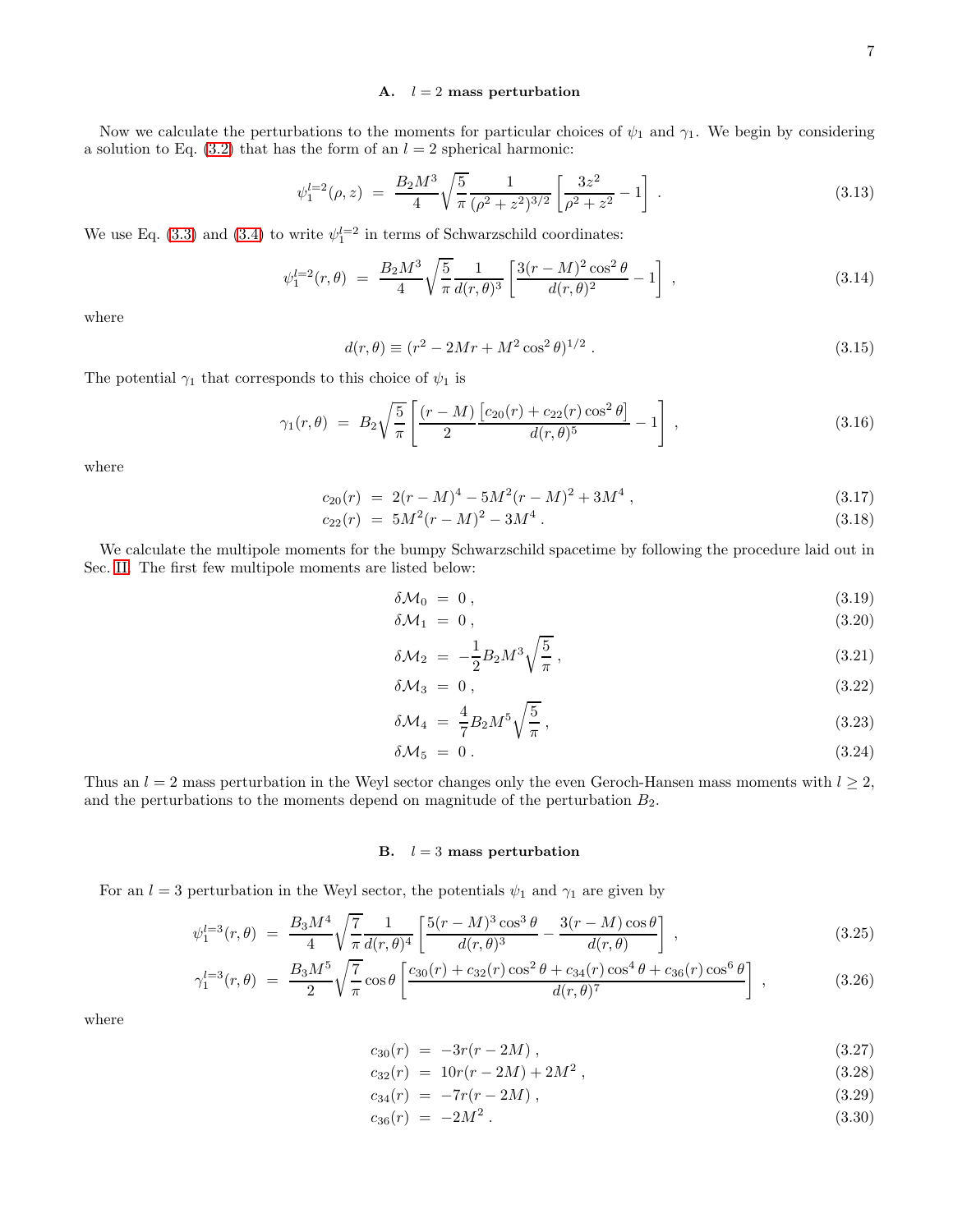### A. $l = 2$ mass perturbation

Now we calculate the perturbations to the moments for particular choices of $\psi_1$ and $\gamma_1$. We begin by considering a solution to Eq. (3.2) that has the form of an $l = 2$ spherical harmonic:

$$\psi_1^{l=2}(\rho, z) = \frac{B_2 M^3}{4}\sqrt{\frac{5}{\pi}}\frac{1}{(\rho^2+z^2)^{3/2}}\left[\frac{3z^2}{\rho^2+z^2} - 1\right] . \tag{3.13}$$

We use Eq. (3.3) and (3.4) to write $\psi_1^{l=2}$ in terms of Schwarzschild coordinates:

$$\psi_1^{l=2}(r, \theta) = \frac{B_2 M^3}{4}\sqrt{\frac{5}{\pi}}\frac{1}{d(r,\theta)^3}\left[\frac{3(r-M)^2\cos^2\theta}{d(r,\theta)^2} - 1\right] , \tag{3.14}$$

where

$$d(r,\theta) \equiv (r^2 - 2Mr + M^2\cos^2\theta)^{1/2} . \tag{3.15}$$

The potential $\gamma_1$ that corresponds to this choice of $\psi_1$ is

$$\gamma_1(r,\theta) = B_2\sqrt{\frac{5}{\pi}}\left[\frac{(r-M)}{2}\frac{\left[c_{20}(r) + c_{22}(r)\cos^2\theta\right]}{d(r,\theta)^5} - 1\right] , \tag{3.16}$$

where

$$c_{20}(r) = 2(r-M)^4 - 5M^2(r-M)^2 + 3M^4 , \tag{3.17}$$

$$c_{22}(r) = 5M^2(r-M)^2 - 3M^4 . \tag{3.18}$$

We calculate the multipole moments for the bumpy Schwarzschild spacetime by following the procedure laid out in Sec. II. The first few multipole moments are listed below:

$$\delta\mathcal{M}_0 = 0 , \tag{3.19}$$

$$\delta\mathcal{M}_1 = 0 , \tag{3.20}$$

$$\delta\mathcal{M}_2 = -\frac{1}{2}B_2 M^3\sqrt{\frac{5}{\pi}} , \tag{3.21}$$

$$\delta\mathcal{M}_3 = 0 , \tag{3.22}$$

$$\delta\mathcal{M}_4 = \frac{4}{7}B_2 M^5\sqrt{\frac{5}{\pi}} , \tag{3.23}$$

$$\delta\mathcal{M}_5 = 0 . \tag{3.24}$$

Thus an $l = 2$ mass perturbation in the Weyl sector changes only the even Geroch-Hansen mass moments with $l \geq 2$, and the perturbations to the moments depend on magnitude of the perturbation $B_2$.

### B. $l = 3$ mass perturbation

For an $l = 3$ perturbation in the Weyl sector, the potentials $\psi_1$ and $\gamma_1$ are given by

$$\psi_1^{l=3}(r,\theta) = \frac{B_3 M^4}{4}\sqrt{\frac{7}{\pi}}\frac{1}{d(r,\theta)^4}\left[\frac{5(r-M)^3\cos^3\theta}{d(r,\theta)^3} - \frac{3(r-M)\cos\theta}{d(r,\theta)}\right] , \tag{3.25}$$

$$\gamma_1^{l=3}(r,\theta) = \frac{B_3 M^5}{2}\sqrt{\frac{7}{\pi}}\cos\theta\left[\frac{c_{30}(r) + c_{32}(r)\cos^2\theta + c_{34}(r)\cos^4\theta + c_{36}(r)\cos^6\theta}{d(r,\theta)^7}\right] , \tag{3.26}$$

where

$$c_{30}(r) = -3r(r-2M) , \tag{3.27}$$

$$c_{32}(r) = 10r(r-2M) + 2M^2 , \tag{3.28}$$

$$c_{34}(r) = -7r(r-2M) , \tag{3.29}$$

$$c_{36}(r) = -2M^2 . \tag{3.30}$$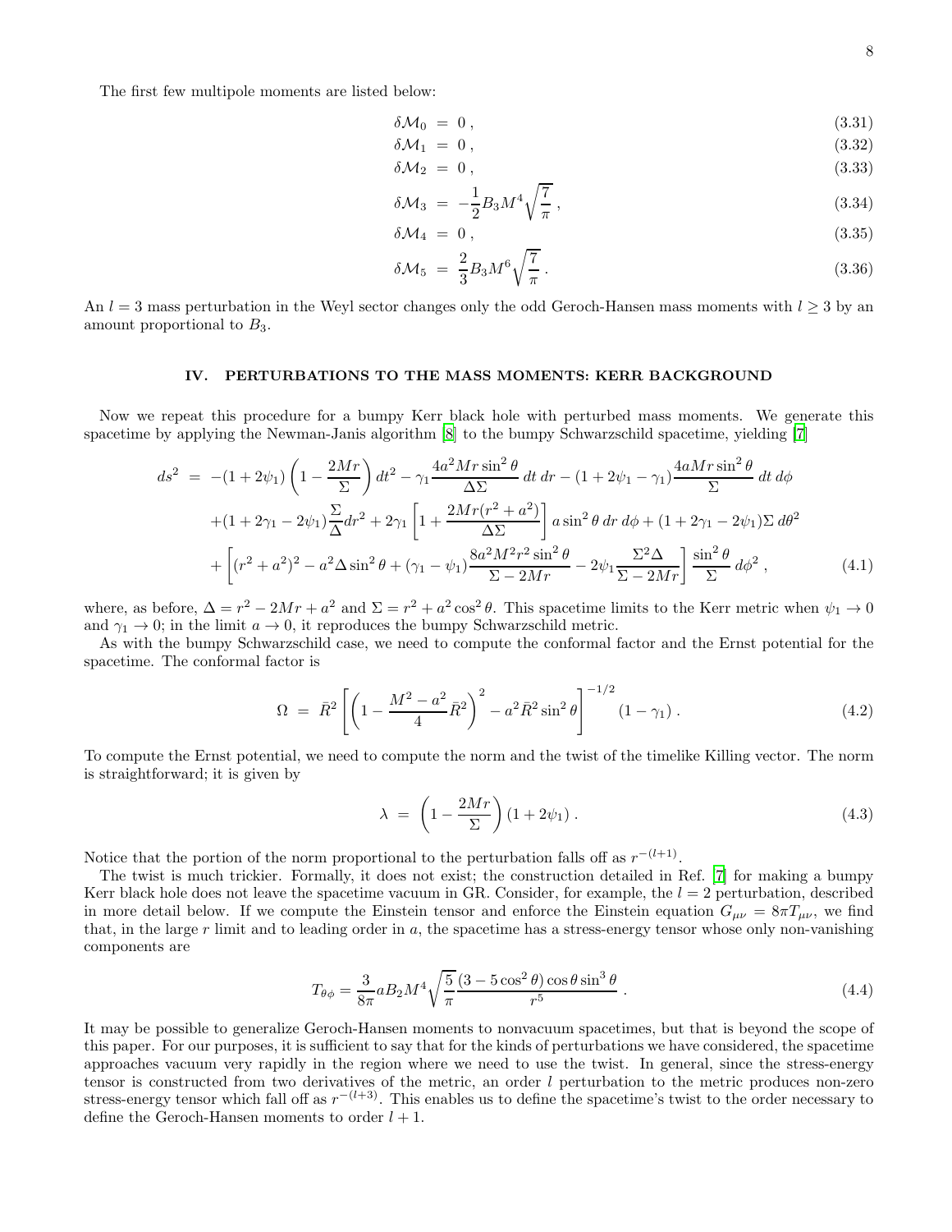The first few multipole moments are listed below:

$$\delta\mathcal{M}_0 = 0\,, \tag{3.31}$$

$$\delta\mathcal{M}_1 = 0\,, \tag{3.32}$$

$$\delta\mathcal{M}_2 = 0\,, \tag{3.33}$$

$$\delta\mathcal{M}_3 = -\frac{1}{2}B_3 M^4\sqrt{\frac{7}{\pi}}\,, \tag{3.34}$$

$$\delta\mathcal{M}_4 = 0\,, \tag{3.35}$$

$$\delta\mathcal{M}_5 = \frac{2}{3}B_3 M^6\sqrt{\frac{7}{\pi}}\,. \tag{3.36}$$

An $l = 3$ mass perturbation in the Weyl sector changes only the odd Geroch-Hansen mass moments with $l \geq 3$ by an amount proportional to $B_3$.

## IV. PERTURBATIONS TO THE MASS MOMENTS: KERR BACKGROUND

Now we repeat this procedure for a bumpy Kerr black hole with perturbed mass moments. We generate this spacetime by applying the Newman-Janis algorithm [8] to the bumpy Schwarzschild spacetime, yielding [7]

$$\begin{aligned}
ds^2 \;=\; & -(1+2\psi_1)\left(1-\frac{2Mr}{\Sigma}\right)dt^2 - \gamma_1\frac{4a^2Mr\sin^2\theta}{\Delta\Sigma}\,dt\,dr - (1+2\psi_1-\gamma_1)\frac{4aMr\sin^2\theta}{\Sigma}\,dt\,d\phi \\
& +(1+2\gamma_1-2\psi_1)\frac{\Sigma}{\Delta}dr^2 + 2\gamma_1\left[1+\frac{2Mr(r^2+a^2)}{\Delta\Sigma}\right]a\sin^2\theta\,dr\,d\phi + (1+2\gamma_1-2\psi_1)\Sigma\,d\theta^2 \\
& +\left[(r^2+a^2)^2 - a^2\Delta\sin^2\theta + (\gamma_1-\psi_1)\frac{8a^2M^2r^2\sin^2\theta}{\Sigma-2Mr} - 2\psi_1\frac{\Sigma^2\Delta}{\Sigma-2Mr}\right]\frac{\sin^2\theta}{\Sigma}\,d\phi^2\,,
\end{aligned} \tag{4.1}$$

where, as before, $\Delta = r^2 - 2Mr + a^2$ and $\Sigma = r^2 + a^2\cos^2\theta$. This spacetime limits to the Kerr metric when $\psi_1 \to 0$ and $\gamma_1 \to 0$; in the limit $a \to 0$, it reproduces the bumpy Schwarzschild metric.

As with the bumpy Schwarzschild case, we need to compute the conformal factor and the Ernst potential for the spacetime. The conformal factor is

$$\Omega \;=\; \bar{R}^2\left[\left(1-\frac{M^2-a^2}{4}\bar{R}^2\right)^2 - a^2\bar{R}^2\sin^2\theta\right]^{-1/2}(1-\gamma_1)\,. \tag{4.2}$$

To compute the Ernst potential, we need to compute the norm and the twist of the timelike Killing vector. The norm is straightforward; it is given by

$$\lambda \;=\; \left(1-\frac{2Mr}{\Sigma}\right)(1+2\psi_1)\,. \tag{4.3}$$

Notice that the portion of the norm proportional to the perturbation falls off as $r^{-(l+1)}$.

The twist is much trickier. Formally, it does not exist; the construction detailed in Ref. [7] for making a bumpy Kerr black hole does not leave the spacetime vacuum in GR. Consider, for example, the $l = 2$ perturbation, described in more detail below. If we compute the Einstein tensor and enforce the Einstein equation $G_{\mu\nu} = 8\pi T_{\mu\nu}$, we find that, in the large $r$ limit and to leading order in $a$, the spacetime has a stress-energy tensor whose only non-vanishing components are

$$T_{\theta\phi} = \frac{3}{8\pi}aB_2M^4\sqrt{\frac{5}{\pi}}\frac{(3-5\cos^2\theta)\cos\theta\sin^3\theta}{r^5}\,. \tag{4.4}$$

It may be possible to generalize Geroch-Hansen moments to nonvacuum spacetimes, but that is beyond the scope of this paper. For our purposes, it is sufficient to say that for the kinds of perturbations we have considered, the spacetime approaches vacuum very rapidly in the region where we need to use the twist. In general, since the stress-energy tensor is constructed from two derivatives of the metric, an order $l$ perturbation to the metric produces non-zero stress-energy tensor which fall off as $r^{-(l+3)}$. This enables us to define the spacetime's twist to the order necessary to define the Geroch-Hansen moments to order $l + 1$.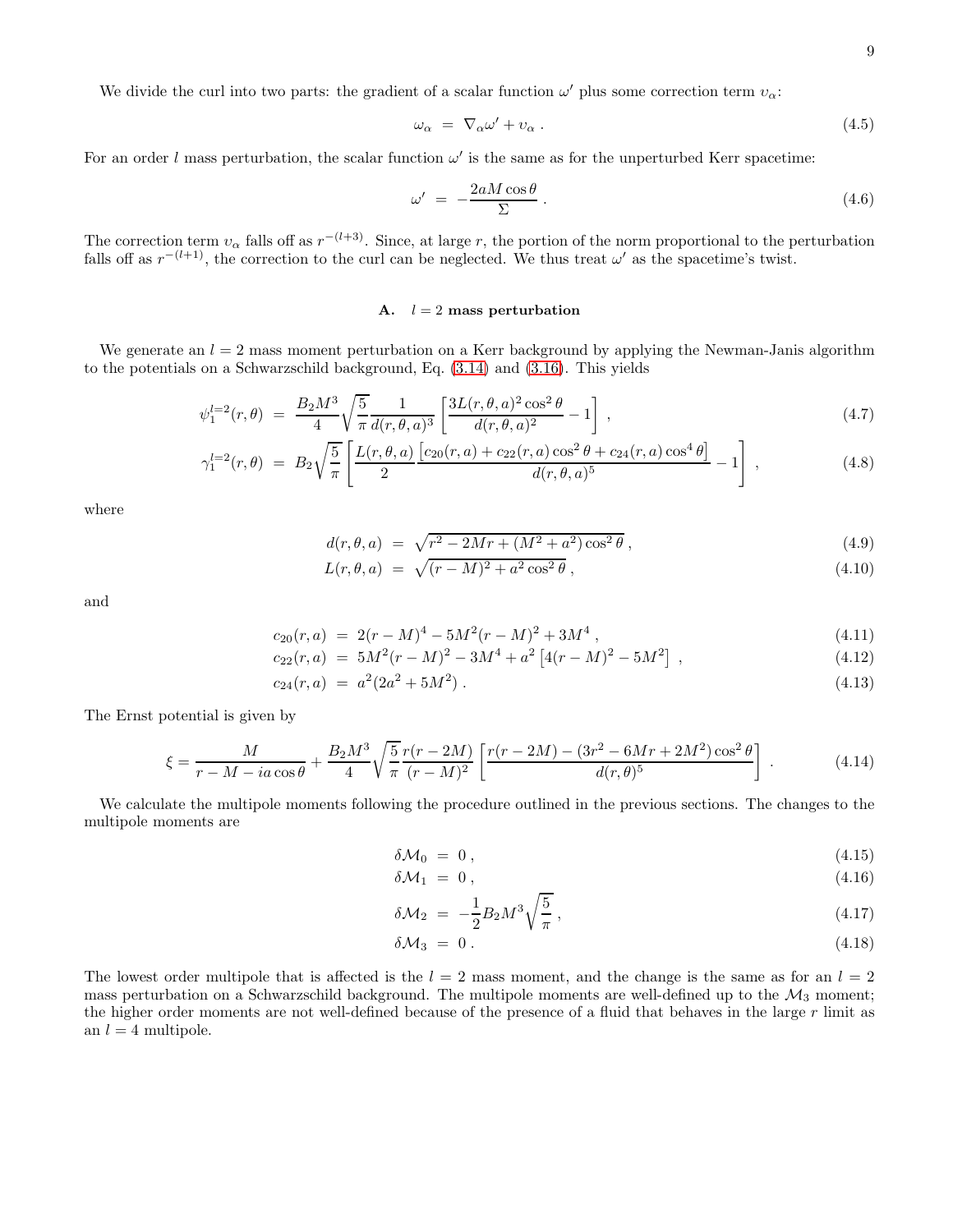We divide the curl into two parts: the gradient of a scalar function $\omega'$ plus some correction term $\upsilon_\alpha$:

$$\omega_\alpha \;=\; \nabla_\alpha \omega' + \upsilon_\alpha \,. \tag{4.5}$$

For an order $l$ mass perturbation, the scalar function $\omega'$ is the same as for the unperturbed Kerr spacetime:

$$\omega' \;=\; -\frac{2aM\cos\theta}{\Sigma} \,. \tag{4.6}$$

The correction term $\upsilon_\alpha$ falls off as $r^{-(l+3)}$. Since, at large $r$, the portion of the norm proportional to the perturbation falls off as $r^{-(l+1)}$, the correction to the curl can be neglected. We thus treat $\omega'$ as the spacetime's twist.

### A. $l = 2$ mass perturbation

We generate an $l = 2$ mass moment perturbation on a Kerr background by applying the Newman-Janis algorithm to the potentials on a Schwarzschild background, Eq. (3.14) and (3.16). This yields

$$\psi_1^{l=2}(r,\theta) \;=\; \frac{B_2 M^3}{4}\sqrt{\frac{5}{\pi}}\frac{1}{d(r,\theta,a)^3}\left[\frac{3L(r,\theta,a)^2\cos^2\theta}{d(r,\theta,a)^2} - 1\right] , \tag{4.7}$$

$$\gamma_1^{l=2}(r,\theta) \;=\; B_2\sqrt{\frac{5}{\pi}}\left[\frac{L(r,\theta,a)}{2}\frac{\left[c_{20}(r,a) + c_{22}(r,a)\cos^2\theta + c_{24}(r,a)\cos^4\theta\right]}{d(r,\theta,a)^5} - 1\right] , \tag{4.8}$$

where

$$d(r,\theta,a) \;=\; \sqrt{r^2 - 2Mr + (M^2 + a^2)\cos^2\theta} \,, \tag{4.9}$$

$$L(r,\theta,a) \;=\; \sqrt{(r-M)^2 + a^2\cos^2\theta} \,, \tag{4.10}$$

and

$$c_{20}(r,a) \;=\; 2(r-M)^4 - 5M^2(r-M)^2 + 3M^4 \,, \tag{4.11}$$

$$c_{22}(r,a) \;=\; 5M^2(r-M)^2 - 3M^4 + a^2\left[4(r-M)^2 - 5M^2\right] \,, \tag{4.12}$$

$$c_{24}(r,a) \;=\; a^2(2a^2 + 5M^2) \,. \tag{4.13}$$

The Ernst potential is given by

$$\xi = \frac{M}{r - M - ia\cos\theta} + \frac{B_2 M^3}{4}\sqrt{\frac{5}{\pi}}\frac{r(r-2M)}{(r-M)^2}\left[\frac{r(r-2M) - (3r^2 - 6Mr + 2M^2)\cos^2\theta}{d(r,\theta)^5}\right] . \tag{4.14}$$

We calculate the multipole moments following the procedure outlined in the previous sections. The changes to the multipole moments are

$$\delta\mathcal{M}_0 \;=\; 0 \,, \tag{4.15}$$

$$\delta\mathcal{M}_1 \;=\; 0 \,, \tag{4.16}$$

$$\delta\mathcal{M}_2 \;=\; -\frac{1}{2}B_2 M^3\sqrt{\frac{5}{\pi}} \,, \tag{4.17}$$

$$\delta\mathcal{M}_3 \;=\; 0 \,. \tag{4.18}$$

The lowest order multipole that is affected is the $l = 2$ mass moment, and the change is the same as for an $l = 2$ mass perturbation on a Schwarzschild background. The multipole moments are well-defined up to the $\mathcal{M}_3$ moment; the higher order moments are not well-defined because of the presence of a fluid that behaves in the large $r$ limit as an $l = 4$ multipole.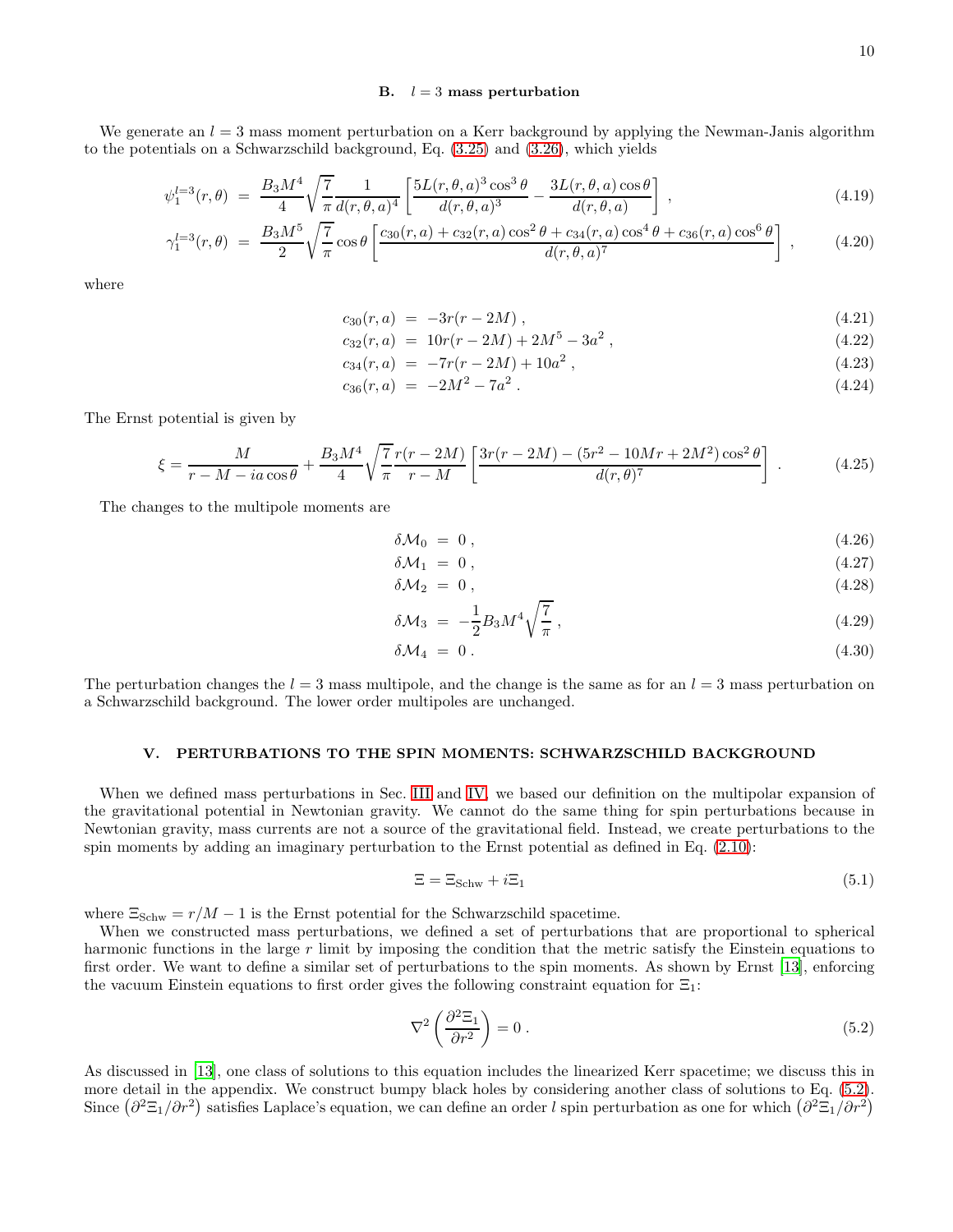### B. $l = 3$ mass perturbation

We generate an $l = 3$ mass moment perturbation on a Kerr background by applying the Newman-Janis algorithm to the potentials on a Schwarzschild background, Eq. (3.25) and (3.26), which yields

$$\psi_1^{l=3}(r,\theta) = \frac{B_3 M^4}{4}\sqrt{\frac{7}{\pi}}\frac{1}{d(r,\theta,a)^4}\left[\frac{5L(r,\theta,a)^3\cos^3\theta}{d(r,\theta,a)^3} - \frac{3L(r,\theta,a)\cos\theta}{d(r,\theta,a)}\right] , \tag{4.19}$$

$$\gamma_1^{l=3}(r,\theta) = \frac{B_3 M^5}{2}\sqrt{\frac{7}{\pi}}\cos\theta\left[\frac{c_{30}(r,a) + c_{32}(r,a)\cos^2\theta + c_{34}(r,a)\cos^4\theta + c_{36}(r,a)\cos^6\theta}{d(r,\theta,a)^7}\right] , \tag{4.20}$$

where

$$c_{30}(r,a) = -3r(r-2M) , \tag{4.21}$$

$$c_{32}(r,a) = 10r(r-2M) + 2M^5 - 3a^2 , \tag{4.22}$$

$$c_{34}(r,a) = -7r(r-2M) + 10a^2 , \tag{4.23}$$

$$c_{36}(r,a) = -2M^2 - 7a^2 . \tag{4.24}$$

The Ernst potential is given by

$$\xi = \frac{M}{r - M - ia\cos\theta} + \frac{B_3 M^4}{4}\sqrt{\frac{7}{\pi}}\frac{r(r-2M)}{r-M}\left[\frac{3r(r-2M) - (5r^2 - 10Mr + 2M^2)\cos^2\theta}{d(r,\theta)^7}\right] . \tag{4.25}$$

The changes to the multipole moments are

$$\delta\mathcal{M}_0 = 0 , \tag{4.26}$$

$$\delta\mathcal{M}_1 = 0 , \tag{4.27}$$

$$\delta\mathcal{M}_2 = 0 , \tag{4.28}$$

$$\delta\mathcal{M}_3 = -\frac{1}{2}B_3 M^4\sqrt{\frac{7}{\pi}} , \tag{4.29}$$

$$\delta\mathcal{M}_4 = 0 . \tag{4.30}$$

The perturbation changes the $l = 3$ mass multipole, and the change is the same as for an $l = 3$ mass perturbation on a Schwarzschild background. The lower order multipoles are unchanged.

## V. PERTURBATIONS TO THE SPIN MOMENTS: SCHWARZSCHILD BACKGROUND

When we defined mass perturbations in Sec. III and IV, we based our definition on the multipolar expansion of the gravitational potential in Newtonian gravity. We cannot do the same thing for spin perturbations because in Newtonian gravity, mass currents are not a source of the gravitational field. Instead, we create perturbations to the spin moments by adding an imaginary perturbation to the Ernst potential as defined in Eq. (2.10):

$$\Xi = \Xi_{\rm Schw} + i\Xi_1 \tag{5.1}$$

where $\Xi_{\rm Schw} = r/M - 1$ is the Ernst potential for the Schwarzschild spacetime.

When we constructed mass perturbations, we defined a set of perturbations that are proportional to spherical harmonic functions in the large $r$ limit by imposing the condition that the metric satisfy the Einstein equations to first order. We want to define a similar set of perturbations to the spin moments. As shown by Ernst [13], enforcing the vacuum Einstein equations to first order gives the following constraint equation for $\Xi_1$:

$$\nabla^2\left(\frac{\partial^2\Xi_1}{\partial r^2}\right) = 0 . \tag{5.2}$$

As discussed in [13], one class of solutions to this equation includes the linearized Kerr spacetime; we discuss this in more detail in the appendix. We construct bumpy black holes by considering another class of solutions to Eq. (5.2). Since $\left(\partial^2\Xi_1/\partial r^2\right)$ satisfies Laplace's equation, we can define an order $l$ spin perturbation as one for which $\left(\partial^2\Xi_1/\partial r^2\right)$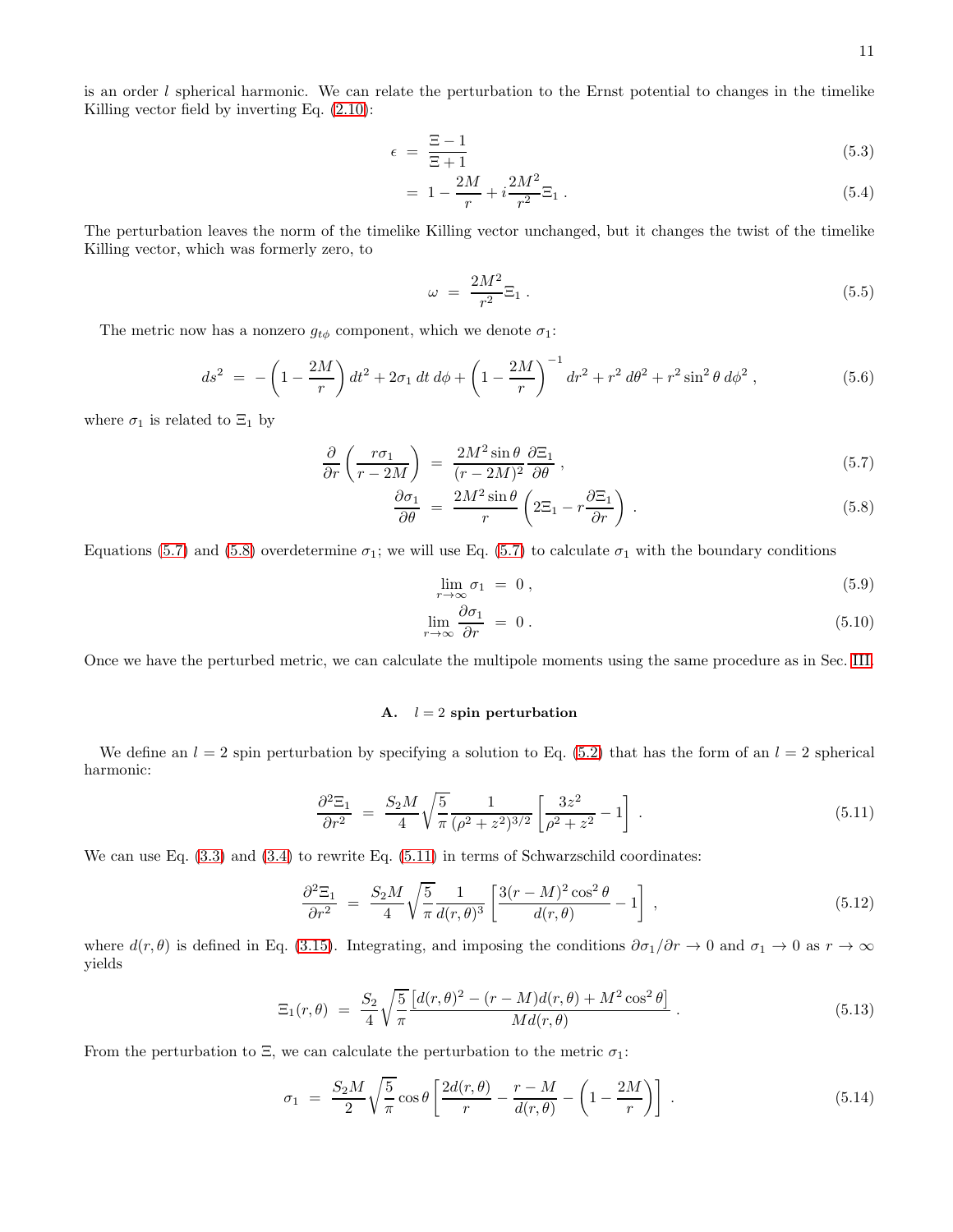is an order $l$ spherical harmonic. We can relate the perturbation to the Ernst potential to changes in the timelike Killing vector field by inverting Eq. (2.10):

$$\epsilon = \frac{\Xi - 1}{\Xi + 1} \tag{5.3}$$

$$= 1 - \frac{2M}{r} + i\frac{2M^2}{r^2}\Xi_1 \,. \tag{5.4}$$

The perturbation leaves the norm of the timelike Killing vector unchanged, but it changes the twist of the timelike Killing vector, which was formerly zero, to

$$\omega = \frac{2M^2}{r^2}\Xi_1 \,. \tag{5.5}$$

The metric now has a nonzero $g_{t\phi}$ component, which we denote $\sigma_1$:

$$ds^2 = -\left(1 - \frac{2M}{r}\right)dt^2 + 2\sigma_1\, dt\, d\phi + \left(1 - \frac{2M}{r}\right)^{-1} dr^2 + r^2\, d\theta^2 + r^2 \sin^2\theta\, d\phi^2 \,, \tag{5.6}$$

where $\sigma_1$ is related to $\Xi_1$ by

$$\frac{\partial}{\partial r}\left(\frac{r\sigma_1}{r - 2M}\right) = \frac{2M^2 \sin\theta}{(r - 2M)^2}\frac{\partial \Xi_1}{\partial \theta} \,, \tag{5.7}$$

$$\frac{\partial \sigma_1}{\partial \theta} = \frac{2M^2 \sin\theta}{r}\left(2\Xi_1 - r\frac{\partial \Xi_1}{\partial r}\right) \,. \tag{5.8}$$

Equations (5.7) and (5.8) overdetermine $\sigma_1$; we will use Eq. (5.7) to calculate $\sigma_1$ with the boundary conditions

$$\lim_{r\to\infty} \sigma_1 = 0 \,, \tag{5.9}$$

$$\lim_{r\to\infty} \frac{\partial \sigma_1}{\partial r} = 0 \,. \tag{5.10}$$

Once we have the perturbed metric, we can calculate the multipole moments using the same procedure as in Sec. III.

### A. $l = 2$ spin perturbation

We define an $l = 2$ spin perturbation by specifying a solution to Eq. (5.2) that has the form of an $l = 2$ spherical harmonic:

$$\frac{\partial^2 \Xi_1}{\partial r^2} = \frac{S_2 M}{4}\sqrt{\frac{5}{\pi}}\frac{1}{(\rho^2 + z^2)^{3/2}}\left[\frac{3z^2}{\rho^2 + z^2} - 1\right] \,. \tag{5.11}$$

We can use Eq. (3.3) and (3.4) to rewrite Eq. (5.11) in terms of Schwarzschild coordinates:

$$\frac{\partial^2 \Xi_1}{\partial r^2} = \frac{S_2 M}{4}\sqrt{\frac{5}{\pi}}\frac{1}{d(r,\theta)^3}\left[\frac{3(r - M)^2\cos^2\theta}{d(r,\theta)} - 1\right] \,, \tag{5.12}$$

where $d(r,\theta)$ is defined in Eq. (3.15). Integrating, and imposing the conditions $\partial\sigma_1/\partial r \to 0$ and $\sigma_1 \to 0$ as $r \to \infty$ yields

$$\Xi_1(r,\theta) = \frac{S_2}{4}\sqrt{\frac{5}{\pi}}\frac{\left[d(r,\theta)^2 - (r - M)d(r,\theta) + M^2\cos^2\theta\right]}{M d(r,\theta)} \,. \tag{5.13}$$

From the perturbation to $\Xi$, we can calculate the perturbation to the metric $\sigma_1$:

$$\sigma_1 = \frac{S_2 M}{2}\sqrt{\frac{5}{\pi}}\cos\theta\left[\frac{2d(r,\theta)}{r} - \frac{r - M}{d(r,\theta)} - \left(1 - \frac{2M}{r}\right)\right] \,. \tag{5.14}$$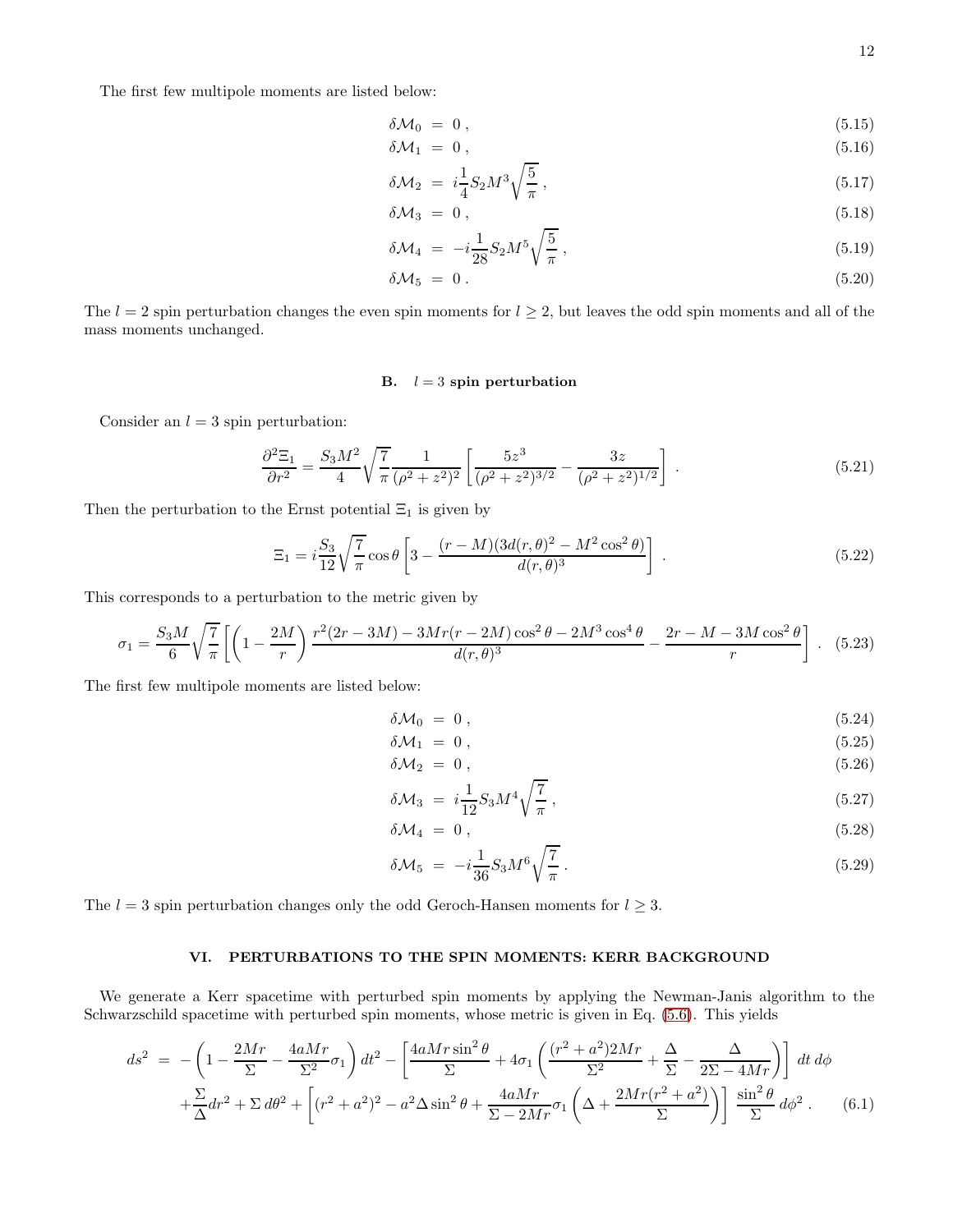The first few multipole moments are listed below:

$$\delta\mathcal{M}_0 = 0 \,, \tag{5.15}$$

$$\delta\mathcal{M}_1 = 0 \,, \tag{5.16}$$

$$\delta\mathcal{M}_2 = i\frac{1}{4}S_2 M^3\sqrt{\frac{5}{\pi}} \,, \tag{5.17}$$

$$\delta\mathcal{M}_3 = 0 \,, \tag{5.18}$$

$$\delta\mathcal{M}_4 = -i\frac{1}{28}S_2 M^5\sqrt{\frac{5}{\pi}} \,, \tag{5.19}$$

$$\delta\mathcal{M}_5 = 0 \,. \tag{5.20}$$

The $l = 2$ spin perturbation changes the even spin moments for $l \geq 2$, but leaves the odd spin moments and all of the mass moments unchanged.

### B. $l = 3$ spin perturbation

Consider an $l = 3$ spin perturbation:

$$\frac{\partial^2 \Xi_1}{\partial r^2} = \frac{S_3 M^2}{4}\sqrt{\frac{7}{\pi}}\frac{1}{(\rho^2+z^2)^2}\left[\frac{5z^3}{(\rho^2+z^2)^{3/2}} - \frac{3z}{(\rho^2+z^2)^{1/2}}\right] \,. \tag{5.21}$$

Then the perturbation to the Ernst potential $\Xi_1$ is given by

$$\Xi_1 = i\frac{S_3}{12}\sqrt{\frac{7}{\pi}}\cos\theta\left[3 - \frac{(r-M)(3d(r,\theta)^2 - M^2\cos^2\theta)}{d(r,\theta)^3}\right] \,. \tag{5.22}$$

This corresponds to a perturbation to the metric given by

$$\sigma_1 = \frac{S_3 M}{6}\sqrt{\frac{7}{\pi}}\left[\left(1-\frac{2M}{r}\right)\frac{r^2(2r-3M) - 3Mr(r-2M)\cos^2\theta - 2M^3\cos^4\theta}{d(r,\theta)^3} - \frac{2r - M - 3M\cos^2\theta}{r}\right] \,. \tag{5.23}$$

The first few multipole moments are listed below:

$$\delta\mathcal{M}_0 = 0 \,, \tag{5.24}$$

$$\delta\mathcal{M}_1 = 0 \,, \tag{5.25}$$

$$\delta\mathcal{M}_2 = 0 \,, \tag{5.26}$$

$$\delta\mathcal{M}_3 = i\frac{1}{12}S_3 M^4\sqrt{\frac{7}{\pi}} \,, \tag{5.27}$$

$$\delta\mathcal{M}_4 = 0 \,, \tag{5.28}$$

$$\delta\mathcal{M}_5 = -i\frac{1}{36}S_3 M^6\sqrt{\frac{7}{\pi}} \,. \tag{5.29}$$

The $l = 3$ spin perturbation changes only the odd Geroch-Hansen moments for $l \geq 3$.

## VI. PERTURBATIONS TO THE SPIN MOMENTS: KERR BACKGROUND

We generate a Kerr spacetime with perturbed spin moments by applying the Newman-Janis algorithm to the Schwarzschild spacetime with perturbed spin moments, whose metric is given in Eq. (5.6). This yields

$$\begin{aligned} ds^2 &= -\left(1 - \frac{2Mr}{\Sigma} - \frac{4aMr}{\Sigma^2}\sigma_1\right)dt^2 - \left[\frac{4aMr\sin^2\theta}{\Sigma} + 4\sigma_1\left(\frac{(r^2+a^2)2Mr}{\Sigma^2} + \frac{\Delta}{\Sigma} - \frac{\Delta}{2\Sigma - 4Mr}\right)\right] dt\, d\phi \\ &+ \frac{\Sigma}{\Delta}dr^2 + \Sigma\, d\theta^2 + \left[(r^2+a^2)^2 - a^2\Delta\sin^2\theta + \frac{4aMr}{\Sigma - 2Mr}\sigma_1\left(\Delta + \frac{2Mr(r^2+a^2)}{\Sigma}\right)\right]\frac{\sin^2\theta}{\Sigma}\, d\phi^2 \,. \end{aligned} \tag{6.1}$$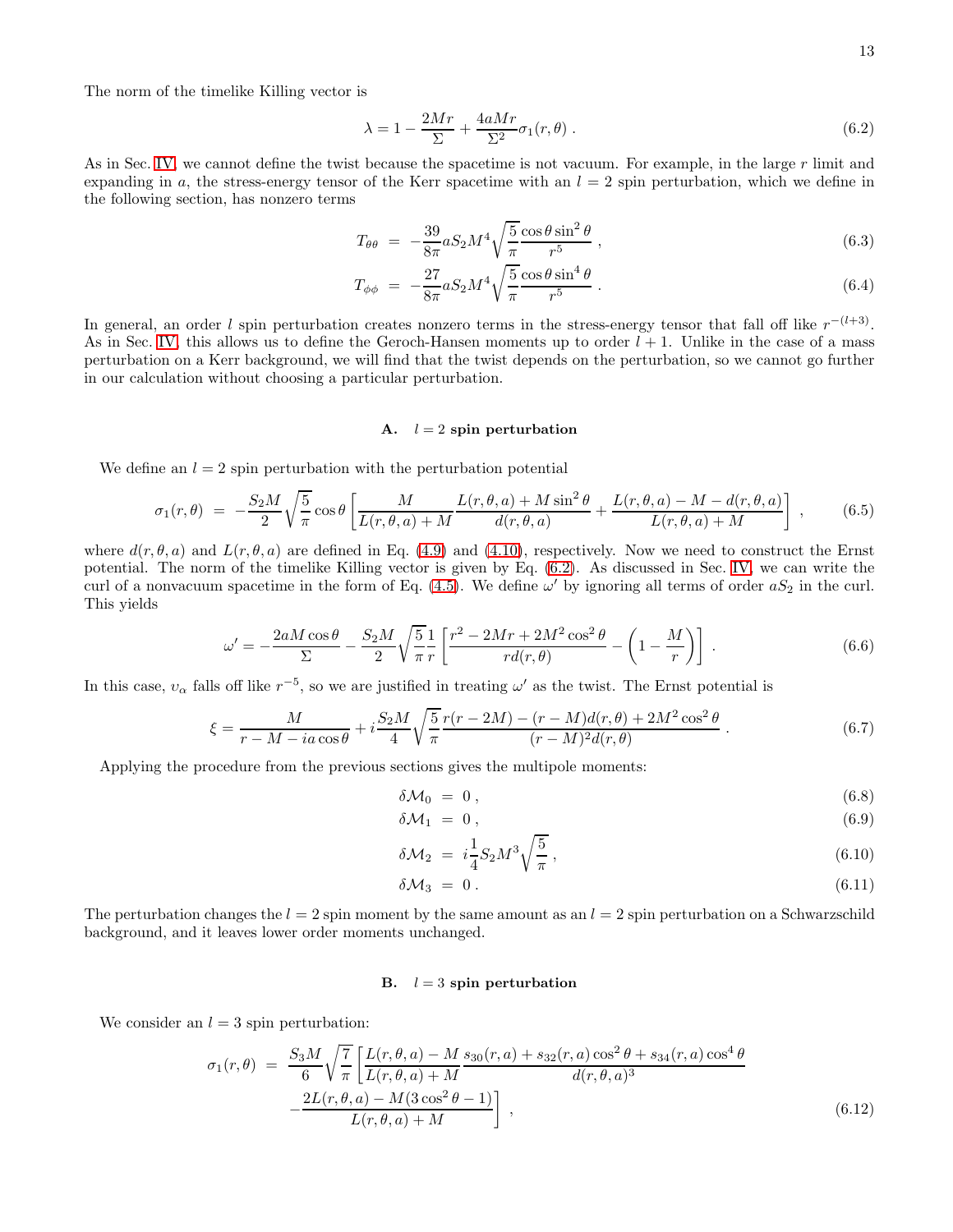The norm of the timelike Killing vector is

$$
\lambda = 1 - \frac{2Mr}{\Sigma} + \frac{4aMr}{\Sigma^2}\sigma_1(r,\theta)\,. \tag{6.2}
$$

As in Sec. IV, we cannot define the twist because the spacetime is not vacuum. For example, in the large $r$ limit and expanding in $a$, the stress-energy tensor of the Kerr spacetime with an $l=2$ spin perturbation, which we define in the following section, has nonzero terms

$$
T_{\theta\theta} \;=\; -\frac{39}{8\pi} a S_2 M^4 \sqrt{\frac{5}{\pi}} \frac{\cos\theta \sin^2\theta}{r^5}\,, \tag{6.3}
$$

$$
T_{\phi\phi} \;=\; -\frac{27}{8\pi} a S_2 M^4 \sqrt{\frac{5}{\pi}} \frac{\cos\theta \sin^4\theta}{r^5}\,. \tag{6.4}
$$

In general, an order $l$ spin perturbation creates nonzero terms in the stress-energy tensor that fall off like $r^{-(l+3)}$. As in Sec. IV, this allows us to define the Geroch-Hansen moments up to order $l+1$. Unlike in the case of a mass perturbation on a Kerr background, we will find that the twist depends on the perturbation, so we cannot go further in our calculation without choosing a particular perturbation.

### A. $l = 2$ spin perturbation

We define an $l=2$ spin perturbation with the perturbation potential

$$
\sigma_1(r,\theta) \;=\; -\frac{S_2 M}{2}\sqrt{\frac{5}{\pi}}\cos\theta\left[\frac{M}{L(r,\theta,a)+M}\frac{L(r,\theta,a)+M\sin^2\theta}{d(r,\theta,a)} + \frac{L(r,\theta,a)-M-d(r,\theta,a)}{L(r,\theta,a)+M}\right]\,, \tag{6.5}
$$

where $d(r,\theta,a)$ and $L(r,\theta,a)$ are defined in Eq. (4.9) and (4.10), respectively. Now we need to construct the Ernst potential. The norm of the timelike Killing vector is given by Eq. (6.2). As discussed in Sec. IV, we can write the curl of a nonvacuum spacetime in the form of Eq. (4.5). We define $\omega'$ by ignoring all terms of order $aS_2$ in the curl. This yields

$$
\omega' = -\frac{2aM\cos\theta}{\Sigma} - \frac{S_2 M}{2}\sqrt{\frac{5}{\pi}}\frac{1}{r}\left[\frac{r^2-2Mr+2M^2\cos^2\theta}{r d(r,\theta)} - \left(1-\frac{M}{r}\right)\right]\,. \tag{6.6}
$$

In this case, $\upsilon_\alpha$ falls off like $r^{-5}$, so we are justified in treating $\omega'$ as the twist. The Ernst potential is

$$
\xi = \frac{M}{r-M-ia\cos\theta} + i\frac{S_2 M}{4}\sqrt{\frac{5}{\pi}}\frac{r(r-2M)-(r-M)d(r,\theta)+2M^2\cos^2\theta}{(r-M)^2 d(r,\theta)}\,. \tag{6.7}
$$

Applying the procedure from the previous sections gives the multipole moments:

$$
\delta\mathcal{M}_0 \;=\; 0\,, \tag{6.8}
$$

$$
\delta\mathcal{M}_1 \;=\; 0\,, \tag{6.9}
$$

$$
\delta\mathcal{M}_2 \;=\; i\frac{1}{4}S_2 M^3\sqrt{\frac{5}{\pi}}\,, \tag{6.10}
$$

$$
\delta\mathcal{M}_3 \;=\; 0\,. \tag{6.11}
$$

The perturbation changes the $l=2$ spin moment by the same amount as an $l=2$ spin perturbation on a Schwarzschild background, and it leaves lower order moments unchanged.

### B. $l = 3$ spin perturbation

We consider an $l=3$ spin perturbation:

$$
\begin{aligned}
\sigma_1(r,\theta) \;=\; & \frac{S_3 M}{6}\sqrt{\frac{7}{\pi}}\left[\frac{L(r,\theta,a)-M}{L(r,\theta,a)+M}\frac{s_{30}(r,a)+s_{32}(r,a)\cos^2\theta+s_{34}(r,a)\cos^4\theta}{d(r,\theta,a)^3}\right. \\
& \left. -\frac{2L(r,\theta,a)-M(3\cos^2\theta-1)}{L(r,\theta,a)+M}\right]\,,
\end{aligned} \tag{6.12}
$$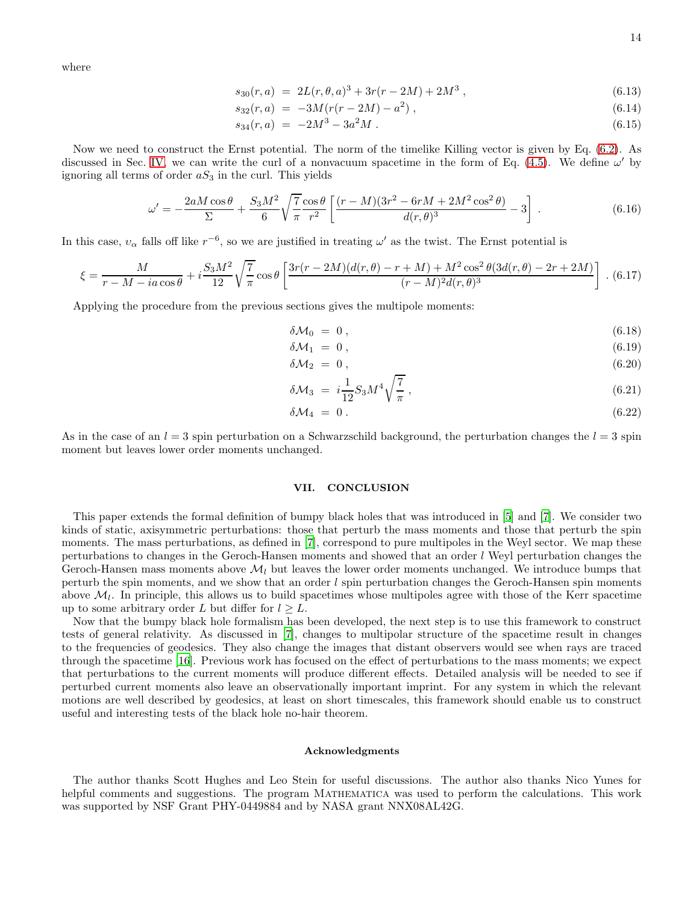where

$$
\begin{aligned}
s_{30}(r,a) &= 2L(r,\theta,a)^3 + 3r(r-2M) + 2M^3 \,, &(6.13)\\
s_{32}(r,a) &= -3M(r(r-2M) - a^2) \,, &(6.14)\\
s_{34}(r,a) &= -2M^3 - 3a^2 M \,. &(6.15)
\end{aligned}
$$

Now we need to construct the Ernst potential. The norm of the timelike Killing vector is given by Eq. (6.2). As discussed in Sec. IV, we can write the curl of a nonvacuum spacetime in the form of Eq. (4.5). We define $\omega'$ by ignoring all terms of order $aS_3$ in the curl. This yields

$$
\omega' = -\frac{2aM\cos\theta}{\Sigma} + \frac{S_3 M^2}{6}\sqrt{\frac{7}{\pi}}\frac{\cos\theta}{r^2}\left[\frac{(r-M)(3r^2 - 6rM + 2M^2\cos^2\theta)}{d(r,\theta)^3} - 3\right] . \tag{6.16}
$$

In this case, $\upsilon_\alpha$ falls off like $r^{-6}$, so we are justified in treating $\omega'$ as the twist. The Ernst potential is

$$
\xi = \frac{M}{r - M - ia\cos\theta} + i\frac{S_3 M^2}{12}\sqrt{\frac{7}{\pi}}\cos\theta\left[\frac{3r(r-2M)(d(r,\theta) - r + M) + M^2\cos^2\theta(3d(r,\theta) - 2r + 2M)}{(r-M)^2 d(r,\theta)^3}\right] . \tag{6.17}
$$

Applying the procedure from the previous sections gives the multipole moments:

$$
\begin{aligned}
\delta\mathcal{M}_0 &= 0 \,, &(6.18)\\
\delta\mathcal{M}_1 &= 0 \,, &(6.19)\\
\delta\mathcal{M}_2 &= 0 \,, &(6.20)\\
\delta\mathcal{M}_3 &= i\frac{1}{12}S_3 M^4\sqrt{\frac{7}{\pi}} \,, &(6.21)\\
\delta\mathcal{M}_4 &= 0 \,. &(6.22)
\end{aligned}
$$

As in the case of an $l = 3$ spin perturbation on a Schwarzschild background, the perturbation changes the $l = 3$ spin moment but leaves lower order moments unchanged.

## VII. CONCLUSION

This paper extends the formal definition of bumpy black holes that was introduced in [5] and [7]. We consider two kinds of static, axisymmetric perturbations: those that perturb the mass moments and those that perturb the spin moments. The mass perturbations, as defined in [7], correspond to pure multipoles in the Weyl sector. We map these perturbations to changes in the Geroch-Hansen moments and showed that an order $l$ Weyl perturbation changes the Geroch-Hansen mass moments above $\mathcal{M}_l$ but leaves the lower order moments unchanged. We introduce bumps that perturb the spin moments, and we show that an order $l$ spin perturbation changes the Geroch-Hansen spin moments above $\mathcal{M}_l$. In principle, this allows us to build spacetimes whose multipoles agree with those of the Kerr spacetime up to some arbitrary order $L$ but differ for $l \geq L$.

Now that the bumpy black hole formalism has been developed, the next step is to use this framework to construct tests of general relativity. As discussed in [7], changes to multipolar structure of the spacetime result in changes to the frequencies of geodesics. They also change the images that distant observers would see when rays are traced through the spacetime [16]. Previous work has focused on the effect of perturbations to the mass moments; we expect that perturbations to the current moments will produce different effects. Detailed analysis will be needed to see if perturbed current moments also leave an observationally important imprint. For any system in which the relevant motions are well described by geodesics, at least on short timescales, this framework should enable us to construct useful and interesting tests of the black hole no-hair theorem.

### Acknowledgments

The author thanks Scott Hughes and Leo Stein for useful discussions. The author also thanks Nico Yunes for helpful comments and suggestions. The program Mathematica was used to perform the calculations. This work was supported by NSF Grant PHY-0449884 and by NASA grant NNX08AL42G.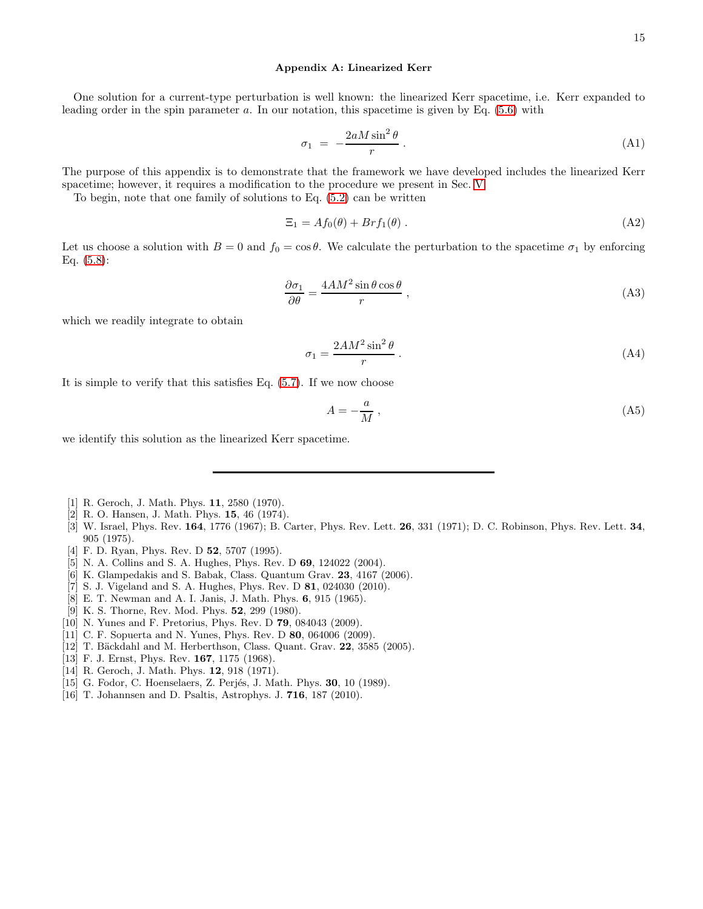## Appendix A: Linearized Kerr

One solution for a current-type perturbation is well known: the linearized Kerr spacetime, i.e. Kerr expanded to leading order in the spin parameter $a$. In our notation, this spacetime is given by Eq. (5.6) with

$$\sigma_1 \;=\; -\frac{2aM\sin^2\theta}{r}\,. \tag{A1}$$

The purpose of this appendix is to demonstrate that the framework we have developed includes the linearized Kerr spacetime; however, it requires a modification to the procedure we present in Sec. V.

To begin, note that one family of solutions to Eq. (5.2) can be written

$$\Xi_1 = Af_0(\theta) + Brf_1(\theta)\,. \tag{A2}$$

Let us choose a solution with $B = 0$ and $f_0 = \cos\theta$. We calculate the perturbation to the spacetime $\sigma_1$ by enforcing Eq. (5.8):

$$\frac{\partial\sigma_1}{\partial\theta} = \frac{4AM^2\sin\theta\cos\theta}{r}\,, \tag{A3}$$

which we readily integrate to obtain

$$\sigma_1 = \frac{2AM^2\sin^2\theta}{r}\,. \tag{A4}$$

It is simple to verify that this satisfies Eq. (5.7). If we now choose

$$A = -\frac{a}{M}\,, \tag{A5}$$

we identify this solution as the linearized Kerr spacetime.

---

[1] R. Geroch, J. Math. Phys. **11**, 2580 (1970).
[2] R. O. Hansen, J. Math. Phys. **15**, 46 (1974).
[3] W. Israel, Phys. Rev. **164**, 1776 (1967); B. Carter, Phys. Rev. Lett. **26**, 331 (1971); D. C. Robinson, Phys. Rev. Lett. **34**, 905 (1975).
[4] F. D. Ryan, Phys. Rev. D **52**, 5707 (1995).
[5] N. A. Collins and S. A. Hughes, Phys. Rev. D **69**, 124022 (2004).
[6] K. Glampedakis and S. Babak, Class. Quantum Grav. **23**, 4167 (2006).
[7] S. J. Vigeland and S. A. Hughes, Phys. Rev. D **81**, 024030 (2010).
[8] E. T. Newman and A. I. Janis, J. Math. Phys. **6**, 915 (1965).
[9] K. S. Thorne, Rev. Mod. Phys. **52**, 299 (1980).
[10] N. Yunes and F. Pretorius, Phys. Rev. D **79**, 084043 (2009).
[11] C. F. Sopuerta and N. Yunes, Phys. Rev. D **80**, 064006 (2009).
[12] T. Bäckdahl and M. Herberthson, Class. Quant. Grav. **22**, 3585 (2005).
[13] F. J. Ernst, Phys. Rev. **167**, 1175 (1968).
[14] R. Geroch, J. Math. Phys. **12**, 918 (1971).
[15] G. Fodor, C. Hoenselaers, Z. Perjés, J. Math. Phys. **30**, 10 (1989).
[16] T. Johannsen and D. Psaltis, Astrophys. J. **716**, 187 (2010).